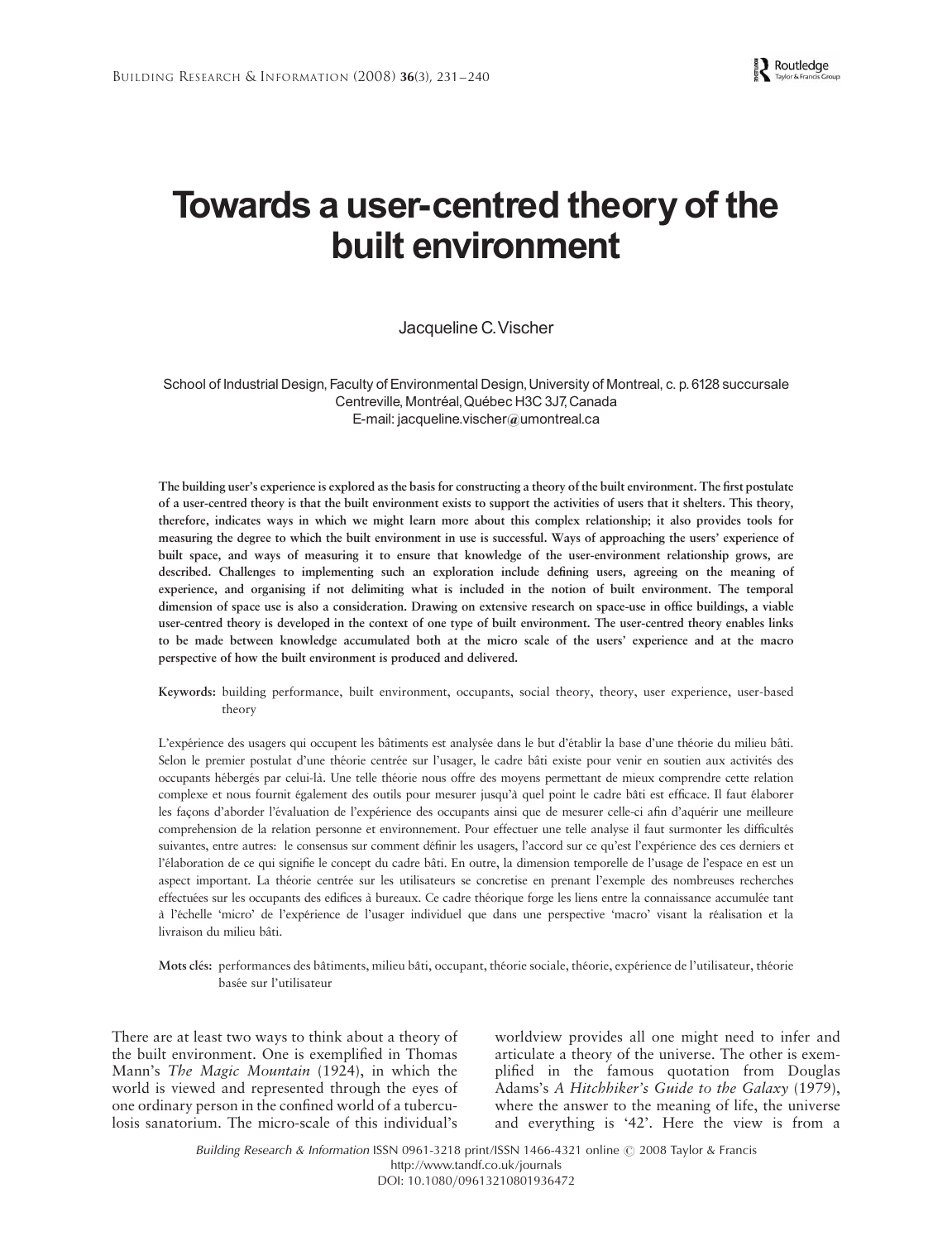# Towards a user-centred theory of the built environment

Jacqueline C. Vischer

School of Industrial Design, Faculty of Environmental Design, University of Montreal, c. p. 6128 succursale Centreville, Montréal, Québec H3C 3J7, Canada
E-mail: jacqueline.vischer@umontreal.ca

**The building user's experience is explored as the basis for constructing a theory of the built environment. The first postulate of a user-centred theory is that the built environment exists to support the activities of users that it shelters. This theory, therefore, indicates ways in which we might learn more about this complex relationship; it also provides tools for measuring the degree to which the built environment in use is successful. Ways of approaching the users' experience of built space, and ways of measuring it to ensure that knowledge of the user-environment relationship grows, are described. Challenges to implementing such an exploration include defining users, agreeing on the meaning of experience, and organising if not delimiting what is included in the notion of built environment. The temporal dimension of space use is also a consideration. Drawing on extensive research on space-use in office buildings, a viable user-centred theory is developed in the context of one type of built environment. The user-centred theory enables links to be made between knowledge accumulated both at the micro scale of the users' experience and at the macro perspective of how the built environment is produced and delivered.**

**Keywords:** building performance, built environment, occupants, social theory, theory, user experience, user-based theory

L'expérience des usagers qui occupent les bâtiments est analysée dans le but d'établir la base d'une théorie du milieu bâti. Selon le premier postulat d'une théorie centrée sur l'usager, le cadre bâti existe pour venir en soutien aux activités des occupants hébergés par celui-là. Une telle théorie nous offre des moyens permettant de mieux comprendre cette relation complexe et nous fournit également des outils pour mesurer jusqu'à quel point le cadre bâti est efficace. Il faut élaborer les façons d'aborder l'évaluation de l'expérience des occupants ainsi que de mesurer celle-ci afin d'aquérir une meilleure comprehension de la relation personne et environnement. Pour effectuer une telle analyse il faut surmonter les difficultés suivantes, entre autres: le consensus sur comment définir les usagers, l'accord sur ce qu'est l'expérience des ces derniers et l'élaboration de ce qui signifie le concept du cadre bâti. En outre, la dimension temporelle de l'usage de l'espace en est un aspect important. La théorie centrée sur les utilisateaurs se concretise en prenant l'exemple des nombreuses recherches effectuées sur les occupants des edifices à bureaux. Ce cadre théorique forge les liens entre la connaissance accumulée tant à l'échelle 'micro' de l'expérience de l'usager individuel que dans une perspective 'macro' visant la réalisation et la livraison du milieu bâti.

**Mots clés:** performances des bâtiments, milieu bâti, occupant, théorie sociale, théorie, expérience de l'utilisateur, théorie basée sur l'utilisateur

There are at least two ways to think about a theory of the built environment. One is exemplified in Thomas Mann's *The Magic Mountain* (1924), in which the world is viewed and represented through the eyes of one ordinary person in the confined world of a tuberculosis sanatorium. The micro-scale of this individual's worldview provides all one might need to infer and articulate a theory of the universe. The other is exemplified in the famous quotation from Douglas Adams's *A Hitchhiker's Guide to the Galaxy* (1979), where the answer to the meaning of life, the universe and everything is '42'. Here the view is from a

Building Research & Information ISSN 0961-3218 print/ISSN 1466-4321 online © 2008 Taylor & Francis
http://www.tandf.co.uk/journals
DOI: 10.1080/09613210801936472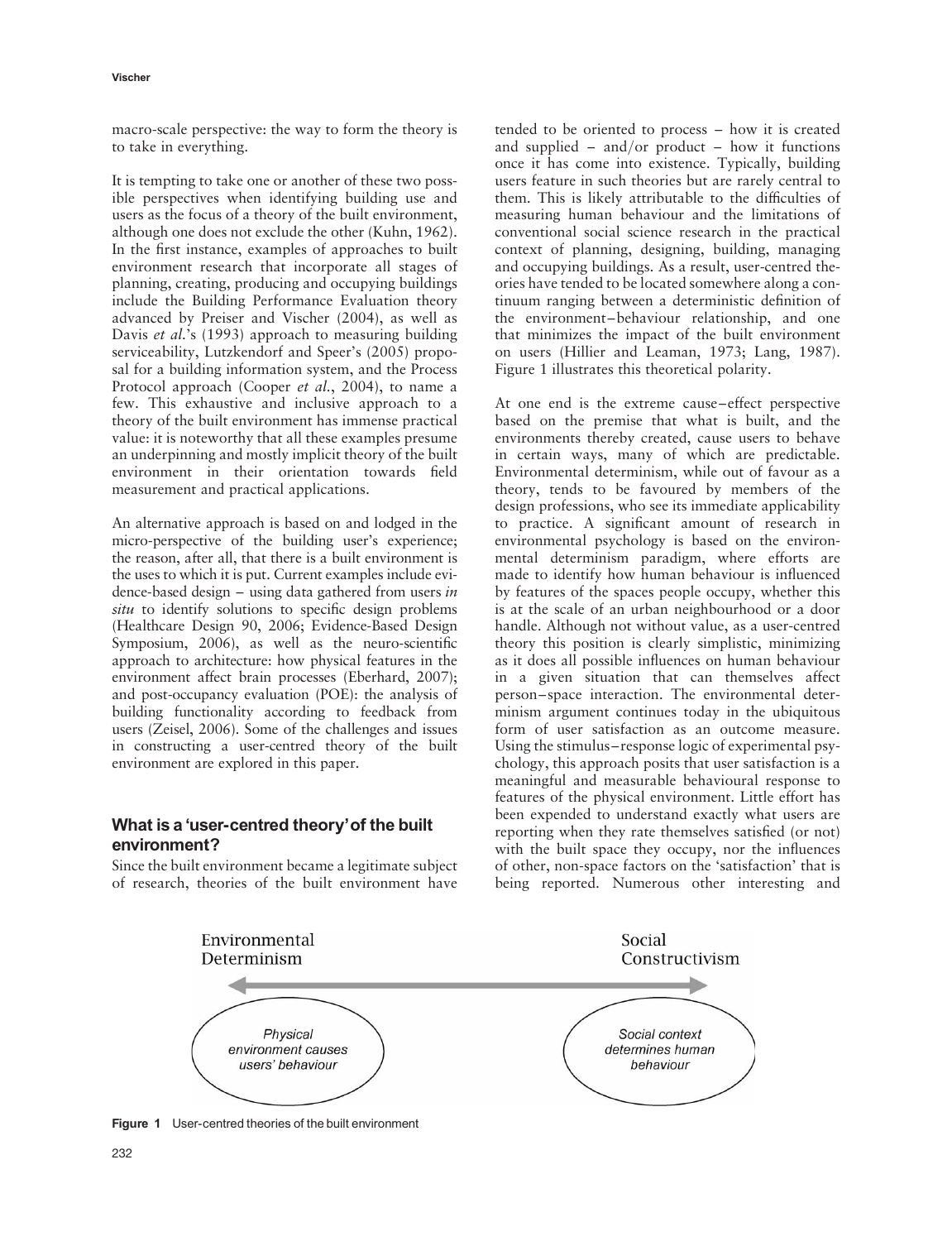macro-scale perspective: the way to form the theory is to take in everything.

It is tempting to take one or another of these two possible perspectives when identifying building use and users as the focus of a theory of the built environment, although one does not exclude the other (Kuhn, 1962). In the first instance, examples of approaches to built environment research that incorporate all stages of planning, creating, producing and occupying buildings include the Building Performance Evaluation theory advanced by Preiser and Vischer (2004), as well as Davis *et al.*'s (1993) approach to measuring building serviceability, Lutzkendorf and Speer's (2005) proposal for a building information system, and the Process Protocol approach (Cooper *et al.*, 2004), to name a few. This exhaustive and inclusive approach to a theory of the built environment has immense practical value: it is noteworthy that all these examples presume an underpinning and mostly implicit theory of the built environment in their orientation towards field measurement and practical applications.

An alternative approach is based on and lodged in the micro-perspective of the building user's experience; the reason, after all, that there is a built environment is the uses to which it is put. Current examples include evidence-based design – using data gathered from users *in situ* to identify solutions to specific design problems (Healthcare Design 90, 2006; Evidence-Based Design Symposium, 2006), as well as the neuro-scientific approach to architecture: how physical features in the environment affect brain processes (Eberhard, 2007); and post-occupancy evaluation (POE): the analysis of building functionality according to feedback from users (Zeisel, 2006). Some of the challenges and issues in constructing a user-centred theory of the built environment are explored in this paper.

## What is a 'user-centred theory' of the built environment?

Since the built environment became a legitimate subject of research, theories of the built environment have tended to be oriented to process – how it is created and supplied – and/or product – how it functions once it has come into existence. Typically, building users feature in such theories but are rarely central to them. This is likely attributable to the difficulties of measuring human behaviour and the limitations of conventional social science research in the practical context of planning, designing, building, managing and occupying buildings. As a result, user-centred theories have tended to be located somewhere along a continuum ranging between a deterministic definition of the environment–behaviour relationship, and one that minimizes the impact of the built environment on users (Hillier and Leaman, 1973; Lang, 1987). Figure 1 illustrates this theoretical polarity.

At one end is the extreme cause–effect perspective based on the premise that what is built, and the environments thereby created, cause users to behave in certain ways, many of which are predictable. Environmental determinism, while out of favour as a theory, tends to be favoured by members of the design professions, who see its immediate applicability to practice. A significant amount of research in environmental psychology is based on the environmental determinism paradigm, where efforts are made to identify how human behaviour is influenced by features of the spaces people occupy, whether this is at the scale of an urban neighbourhood or a door handle. Although not without value, as a user-centred theory this position is clearly simplistic, minimizing as it does all possible influences on human behaviour in a given situation that can themselves affect person–space interaction. The environmental determinism argument continues today in the ubiquitous form of user satisfaction as an outcome measure. Using the stimulus–response logic of experimental psychology, this approach posits that user satisfaction is a meaningful and measurable behavioural response to features of the physical environment. Little effort has been expended to understand exactly what users are reporting when they rate themselves satisfied (or not) with the built space they occupy, nor the influences of other, non-space factors on the 'satisfaction' that is being reported. Numerous other interesting and

Environmental Determinism

Physical environment causes users' behaviour

Social Constructivism

Social context determines human behaviour

**Figure 1** User-centred theories of the built environment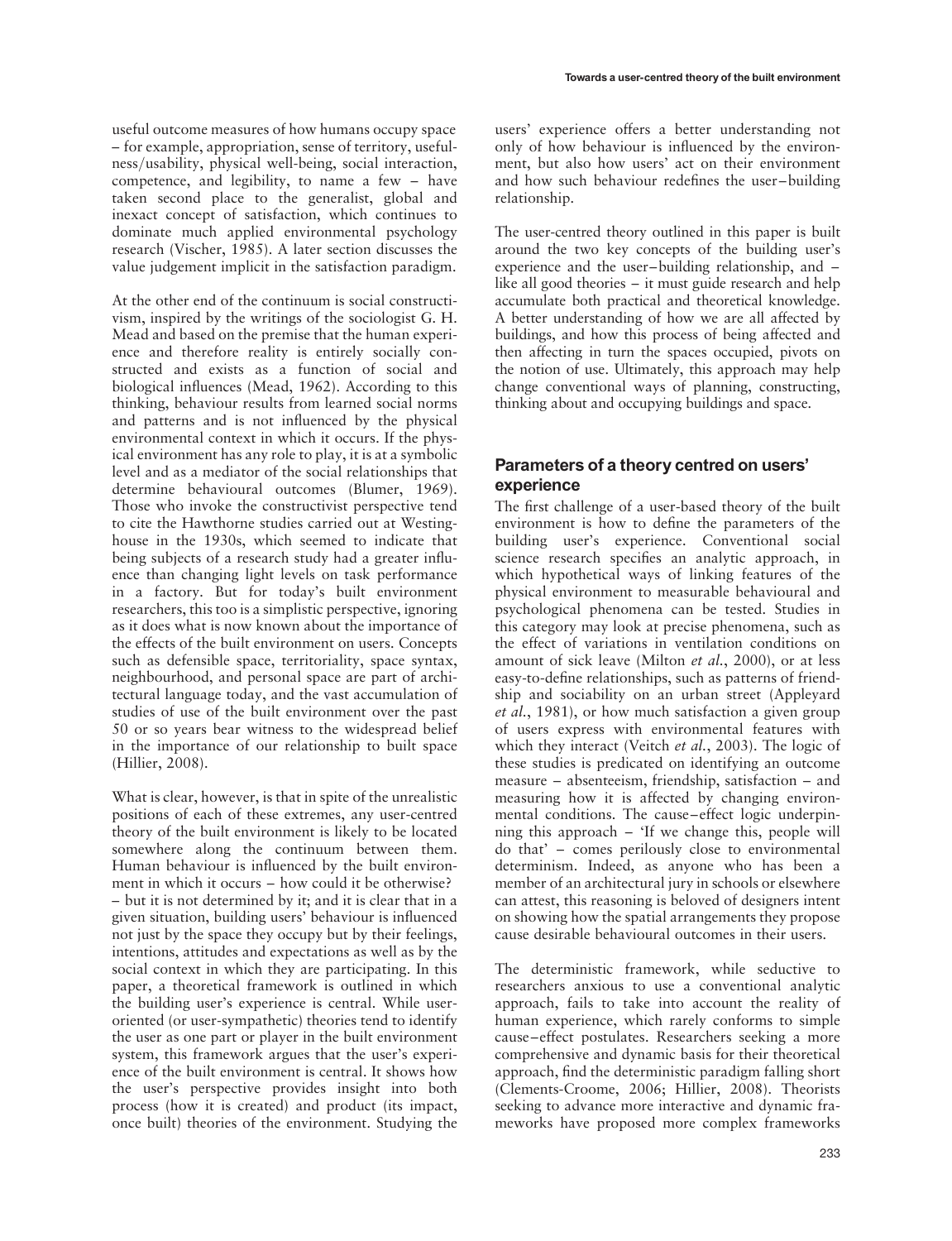useful outcome measures of how humans occupy space – for example, appropriation, sense of territory, usefulness/usability, physical well-being, social interaction, competence, and legibility, to name a few – have taken second place to the generalist, global and inexact concept of satisfaction, which continues to dominate much applied environmental psychology research (Vischer, 1985). A later section discusses the value judgement implicit in the satisfaction paradigm.

At the other end of the continuum is social constructivism, inspired by the writings of the sociologist G. H. Mead and based on the premise that the human experience and therefore reality is entirely socially constructed and exists as a function of social and biological influences (Mead, 1962). According to this thinking, behaviour results from learned social norms and patterns and is not influenced by the physical environmental context in which it occurs. If the physical environment has any role to play, it is at a symbolic level and as a mediator of the social relationships that determine behavioural outcomes (Blumer, 1969). Those who invoke the constructivist perspective tend to cite the Hawthorne studies carried out at Westinghouse in the 1930s, which seemed to indicate that being subjects of a research study had a greater influence than changing light levels on task performance in a factory. But for today's built environment researchers, this too is a simplistic perspective, ignoring as it does what is now known about the importance of the effects of the built environment on users. Concepts such as defensible space, territoriality, space syntax, neighbourhood, and personal space are part of architectural language today, and the vast accumulation of studies of use of the built environment over the past 50 or so years bear witness to the widespread belief in the importance of our relationship to built space (Hillier, 2008).

What is clear, however, is that in spite of the unrealistic positions of each of these extremes, any user-centred theory of the built environment is likely to be located somewhere along the continuum between them. Human behaviour is influenced by the built environment in which it occurs – how could it be otherwise? – but it is not determined by it; and it is clear that in a given situation, building users' behaviour is influenced not just by the space they occupy but by their feelings, intentions, attitudes and expectations as well as by the social context in which they are participating. In this paper, a theoretical framework is outlined in which the building user's experience is central. While user-oriented (or user-sympathetic) theories tend to identify the user as one part or player in the built environment system, this framework argues that the user's experience of the built environment is central. It shows how the user's perspective provides insight into both process (how it is created) and product (its impact, once built) theories of the environment. Studying the users' experience offers a better understanding not only of how behaviour is influenced by the environment, but also how users' act on their environment and how such behaviour redefines the user–building relationship.

The user-centred theory outlined in this paper is built around the two key concepts of the building user's experience and the user–building relationship, and – like all good theories – it must guide research and help accumulate both practical and theoretical knowledge. A better understanding of how we are all affected by buildings, and how this process of being affected and then affecting in turn the spaces occupied, pivots on the notion of use. Ultimately, this approach may help change conventional ways of planning, constructing, thinking about and occupying buildings and space.

## Parameters of a theory centred on users' experience

The first challenge of a user-based theory of the built environment is how to define the parameters of the building user's experience. Conventional social science research specifies an analytic approach, in which hypothetical ways of linking features of the physical environment to measurable behavioural and psychological phenomena can be tested. Studies in this category may look at precise phenomena, such as the effect of variations in ventilation conditions on amount of sick leave (Milton *et al.*, 2000), or at less easy-to-define relationships, such as patterns of friendship and sociability on an urban street (Appleyard *et al.*, 1981), or how much satisfaction a given group of users express with environmental features with which they interact (Veitch *et al.*, 2003). The logic of these studies is predicated on identifying an outcome measure – absenteeism, friendship, satisfaction – and measuring how it is affected by changing environmental conditions. The cause–effect logic underpinning this approach – 'If we change this, people will do that' – comes perilously close to environmental determinism. Indeed, as anyone who has been a member of an architectural jury in schools or elsewhere can attest, this reasoning is beloved of designers intent on showing how the spatial arrangements they propose cause desirable behavioural outcomes in their users.

The deterministic framework, while seductive to researchers anxious to use a conventional analytic approach, fails to take into account the reality of human experience, which rarely conforms to simple cause–effect postulates. Researchers seeking a more comprehensive and dynamic basis for their theoretical approach, find the deterministic paradigm falling short (Clements-Croome, 2006; Hillier, 2008). Theorists seeking to advance more interactive and dynamic frameworks have proposed more complex frameworks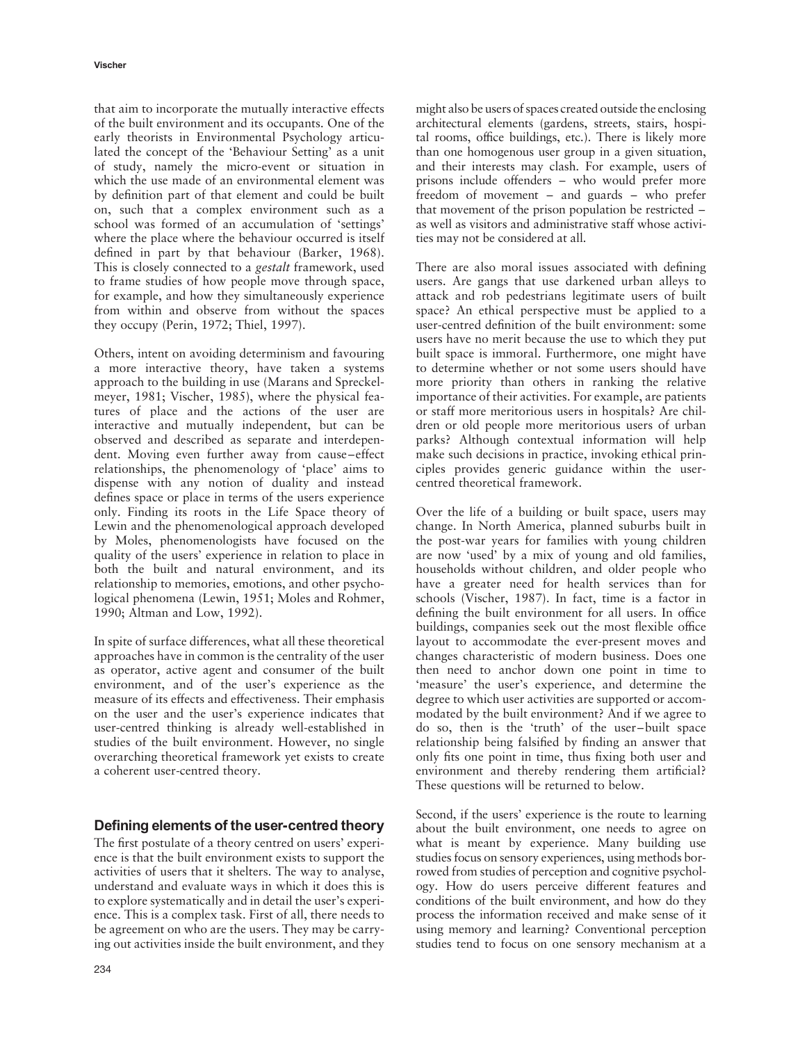that aim to incorporate the mutually interactive effects of the built environment and its occupants. One of the early theorists in Environmental Psychology articulated the concept of the 'Behaviour Setting' as a unit of study, namely the micro-event or situation in which the use made of an environmental element was by definition part of that element and could be built on, such that a complex environment such as a school was formed of an accumulation of 'settings' where the place where the behaviour occurred is itself defined in part by that behaviour (Barker, 1968). This is closely connected to a *gestalt* framework, used to frame studies of how people move through space, for example, and how they simultaneously experience from within and observe from without the spaces they occupy (Perin, 1972; Thiel, 1997).

Others, intent on avoiding determinism and favouring a more interactive theory, have taken a systems approach to the building in use (Marans and Spreckelmeyer, 1981; Vischer, 1985), where the physical features of place and the actions of the user are interactive and mutually independent, but can be observed and described as separate and interdependent. Moving even further away from cause–effect relationships, the phenomenology of 'place' aims to dispense with any notion of duality and instead defines space or place in terms of the users experience only. Finding its roots in the Life Space theory of Lewin and the phenomenological approach developed by Moles, phenomenologists have focused on the quality of the users' experience in relation to place in both the built and natural environment, and its relationship to memories, emotions, and other psychological phenomena (Lewin, 1951; Moles and Rohmer, 1990; Altman and Low, 1992).

In spite of surface differences, what all these theoretical approaches have in common is the centrality of the user as operator, active agent and consumer of the built environment, and of the user's experience as the measure of its effects and effectiveness. Their emphasis on the user and the user's experience indicates that user-centred thinking is already well-established in studies of the built environment. However, no single overarching theoretical framework yet exists to create a coherent user-centred theory.

## Defining elements of the user-centred theory

The first postulate of a theory centred on users' experience is that the built environment exists to support the activities of users that it shelters. The way to analyse, understand and evaluate ways in which it does this is to explore systematically and in detail the user's experience. This is a complex task. First of all, there needs to be agreement on who are the users. They may be carrying out activities inside the built environment, and they might also be users of spaces created outside the enclosing architectural elements (gardens, streets, stairs, hospital rooms, office buildings, etc.). There is likely more than one homogenous user group in a given situation, and their interests may clash. For example, users of prisons include offenders – who would prefer more freedom of movement – and guards – who prefer that movement of the prison population be restricted – as well as visitors and administrative staff whose activities may not be considered at all.

There are also moral issues associated with defining users. Are gangs that use darkened urban alleys to attack and rob pedestrians legitimate users of built space? An ethical perspective must be applied to a user-centred definition of the built environment: some users have no merit because the use to which they put built space is immoral. Furthermore, one might have to determine whether or not some users should have more priority than others in ranking the relative importance of their activities. For example, are patients or staff more meritorious users in hospitals? Are children or old people more meritorious users of urban parks? Although contextual information will help make such decisions in practice, invoking ethical principles provides generic guidance within the user-centred theoretical framework.

Over the life of a building or built space, users may change. In North America, planned suburbs built in the post-war years for families with young children are now 'used' by a mix of young and old families, households without children, and older people who have a greater need for health services than for schools (Vischer, 1987). In fact, time is a factor in defining the built environment for all users. In office buildings, companies seek out the most flexible office layout to accommodate the ever-present moves and changes characteristic of modern business. Does one then need to anchor down one point in time to 'measure' the user's experience, and determine the degree to which user activities are supported or accommodated by the built environment? And if we agree to do so, then is the 'truth' of the user–built space relationship being falsified by finding an answer that only fits one point in time, thus fixing both user and environment and thereby rendering them artificial? These questions will be returned to below.

Second, if the users' experience is the route to learning about the built environment, one needs to agree on what is meant by experience. Many building use studies focus on sensory experiences, using methods borrowed from studies of perception and cognitive psychology. How do users perceive different features and conditions of the built environment, and how do they process the information received and make sense of it using memory and learning? Conventional perception studies tend to focus on one sensory mechanism at a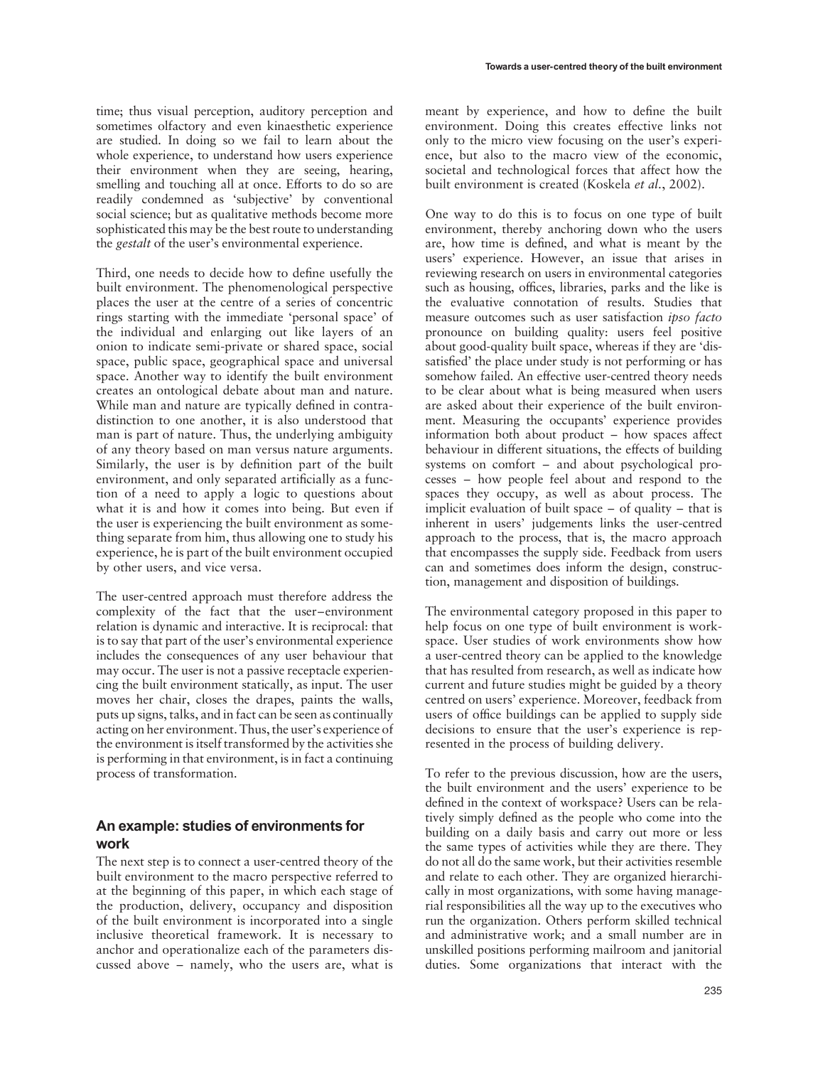time; thus visual perception, auditory perception and sometimes olfactory and even kinaesthetic experience are studied. In doing so we fail to learn about the whole experience, to understand how users experience their environment when they are seeing, hearing, smelling and touching all at once. Efforts to do so are readily condemned as 'subjective' by conventional social science; but as qualitative methods become more sophisticated this may be the best route to understanding the *gestalt* of the user's environmental experience.

Third, one needs to decide how to define usefully the built environment. The phenomenological perspective places the user at the centre of a series of concentric rings starting with the immediate 'personal space' of the individual and enlarging out like layers of an onion to indicate semi-private or shared space, social space, public space, geographical space and universal space. Another way to identify the built environment creates an ontological debate about man and nature. While man and nature are typically defined in contradistinction to one another, it is also understood that man is part of nature. Thus, the underlying ambiguity of any theory based on man versus nature arguments. Similarly, the user is by definition part of the built environment, and only separated artificially as a function of a need to apply a logic to questions about what it is and how it comes into being. But even if the user is experiencing the built environment as something separate from him, thus allowing one to study his experience, he is part of the built environment occupied by other users, and vice versa.

The user-centred approach must therefore address the complexity of the fact that the user–environment relation is dynamic and interactive. It is reciprocal: that is to say that part of the user's environmental experience includes the consequences of any user behaviour that may occur. The user is not a passive receptacle experiencing the built environment statically, as input. The user moves her chair, closes the drapes, paints the walls, puts up signs, talks, and in fact can be seen as continually acting on her environment. Thus, the user's experience of the environment is itself transformed by the activities she is performing in that environment, is in fact a continuing process of transformation.

## An example: studies of environments for work

The next step is to connect a user-centred theory of the built environment to the macro perspective referred to at the beginning of this paper, in which each stage of the production, delivery, occupancy and disposition of the built environment is incorporated into a single inclusive theoretical framework. It is necessary to anchor and operationalize each of the parameters discussed above – namely, who the users are, what is meant by experience, and how to define the built environment. Doing this creates effective links not only to the micro view focusing on the user's experience, but also to the macro view of the economic, societal and technological forces that affect how the built environment is created (Koskela *et al.*, 2002).

One way to do this is to focus on one type of built environment, thereby anchoring down who the users are, how time is defined, and what is meant by the users' experience. However, an issue that arises in reviewing research on users in environmental categories such as housing, offices, libraries, parks and the like is the evaluative connotation of results. Studies that measure outcomes such as user satisfaction *ipso facto* pronounce on building quality: users feel positive about good-quality built space, whereas if they are 'dissatisfied' the place under study is not performing or has somehow failed. An effective user-centred theory needs to be clear about what is being measured when users are asked about their experience of the built environment. Measuring the occupants' experience provides information both about product – how spaces affect behaviour in different situations, the effects of building systems on comfort – and about psychological processes – how people feel about and respond to the spaces they occupy, as well as about process. The implicit evaluation of built space – of quality – that is inherent in users' judgements links the user-centred approach to the process, that is, the macro approach that encompasses the supply side. Feedback from users can and sometimes does inform the design, construction, management and disposition of buildings.

The environmental category proposed in this paper to help focus on one type of built environment is workspace. User studies of work environments show how a user-centred theory can be applied to the knowledge that has resulted from research, as well as indicate how current and future studies might be guided by a theory centred on users' experience. Moreover, feedback from users of office buildings can be applied to supply side decisions to ensure that the user's experience is represented in the process of building delivery.

To refer to the previous discussion, how are the users, the built environment and the users' experience to be defined in the context of workspace? Users can be relatively simply defined as the people who come into the building on a daily basis and carry out more or less the same types of activities while they are there. They do not all do the same work, but their activities resemble and relate to each other. They are organized hierarchically in most organizations, with some having managerial responsibilities all the way up to the executives who run the organization. Others perform skilled technical and administrative work; and a small number are in unskilled positions performing mailroom and janitorial duties. Some organizations that interact with the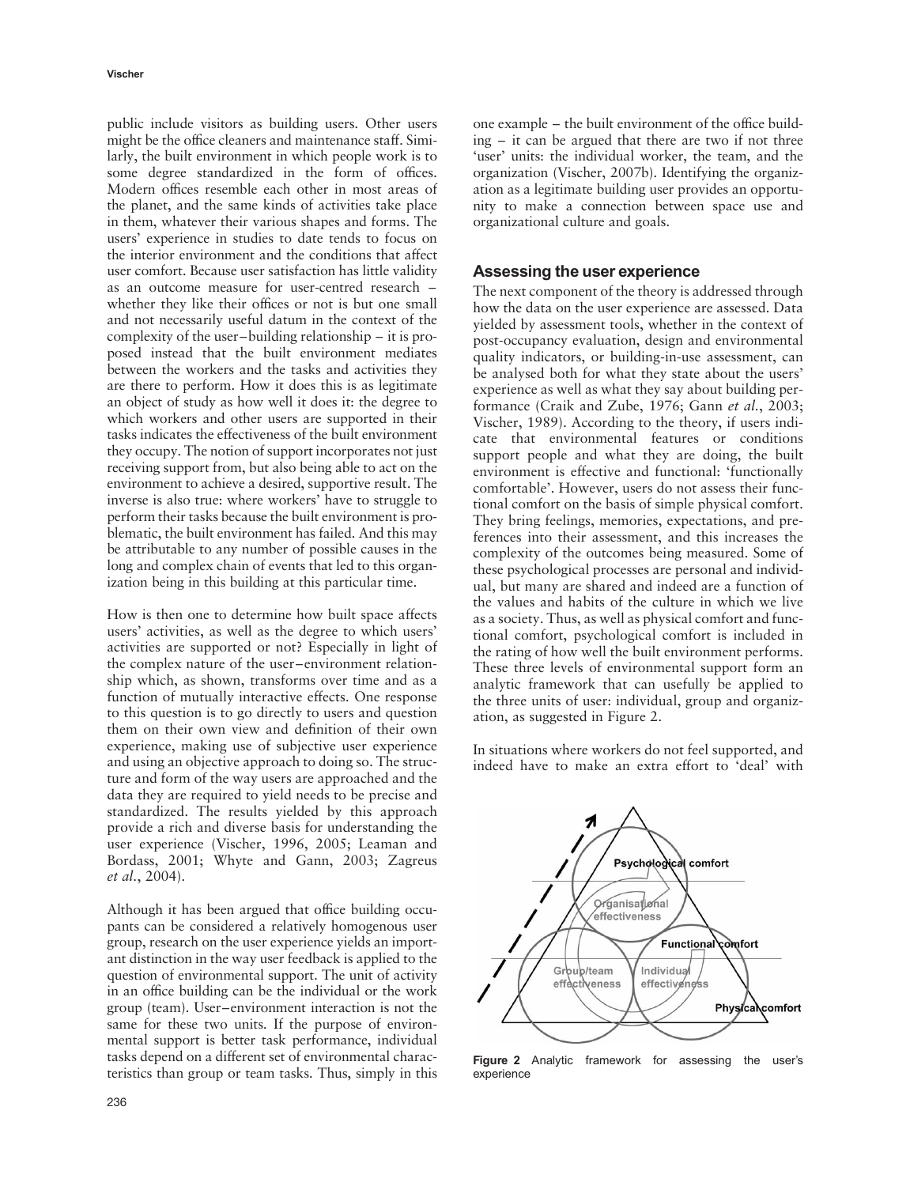public include visitors as building users. Other users might be the office cleaners and maintenance staff. Similarly, the built environment in which people work is to some degree standardized in the form of offices. Modern offices resemble each other in most areas of the planet, and the same kinds of activities take place in them, whatever their various shapes and forms. The users' experience in studies to date tends to focus on the interior environment and the conditions that affect user comfort. Because user satisfaction has little validity as an outcome measure for user-centred research – whether they like their offices or not is but one small and not necessarily useful datum in the context of the complexity of the user–building relationship – it is proposed instead that the built environment mediates between the workers and the tasks and activities they are there to perform. How it does this is as legitimate an object of study as how well it does it: the degree to which workers and other users are supported in their tasks indicates the effectiveness of the built environment they occupy. The notion of support incorporates not just receiving support from, but also being able to act on the environment to achieve a desired, supportive result. The inverse is also true: where workers' have to struggle to perform their tasks because the built environment is problematic, the built environment has failed. And this may be attributable to any number of possible causes in the long and complex chain of events that led to this organization being in this building at this particular time.

How is then one to determine how built space affects users' activities, as well as the degree to which users' activities are supported or not? Especially in light of the complex nature of the user–environment relationship which, as shown, transforms over time and as a function of mutually interactive effects. One response to this question is to go directly to users and question them on their own view and definition of their own experience, making use of subjective user experience and using an objective approach to doing so. The structure and form of the way users are approached and the data they are required to yield needs to be precise and standardized. The results yielded by this approach provide a rich and diverse basis for understanding the user experience (Vischer, 1996, 2005; Leaman and Bordass, 2001; Whyte and Gann, 2003; Zagreus *et al.*, 2004).

Although it has been argued that office building occupants can be considered a relatively homogenous user group, research on the user experience yields an important distinction in the way user feedback is applied to the question of environmental support. The unit of activity in an office building can be the individual or the work group (team). User–environment interaction is not the same for these two units. If the purpose of environmental support is better task performance, individual tasks depend on a different set of environmental characteristics than group or team tasks. Thus, simply in this one example – the built environment of the office building – it can be argued that there are two if not three 'user' units: the individual worker, the team, and the organization (Vischer, 2007b). Identifying the organization as a legitimate building user provides an opportunity to make a connection between space use and organizational culture and goals.

## Assessing the user experience

The next component of the theory is addressed through how the data on the user experience are assessed. Data yielded by assessment tools, whether in the context of post-occupancy evaluation, design and environmental quality indicators, or building-in-use assessment, can be analysed both for what they state about the users' experience as well as what they say about building performance (Craik and Zube, 1976; Gann *et al.*, 2003; Vischer, 1989). According to the theory, if users indicate that environmental features or conditions support people and what they are doing, the built environment is effective and functional: 'functionally comfortable'. However, users do not assess their functional comfort on the basis of simple physical comfort. They bring feelings, memories, expectations, and preferences into their assessment, and this increases the complexity of the outcomes being measured. Some of these psychological processes are personal and individual, but many are shared and indeed are a function of the values and habits of the culture in which we live as a society. Thus, as well as physical comfort and functional comfort, psychological comfort is included in the rating of how well the built environment performs. These three levels of environmental support form an analytic framework that can usefully be applied to the three units of user: individual, group and organization, as suggested in Figure 2.

In situations where workers do not feel supported, and indeed have to make an extra effort to 'deal' with

**Figure 2** Analytic framework for assessing the user's experience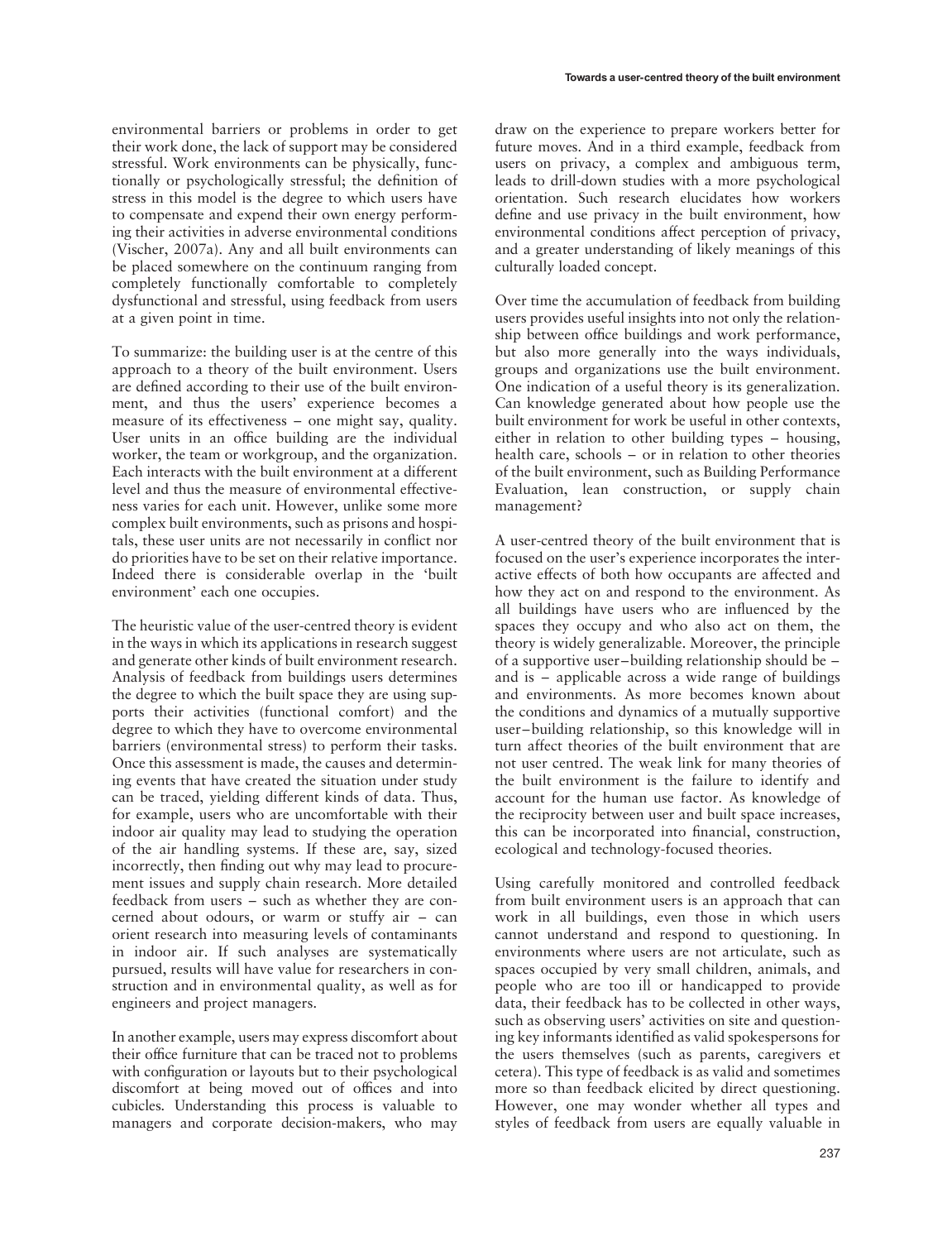environmental barriers or problems in order to get their work done, the lack of support may be considered stressful. Work environments can be physically, functionally or psychologically stressful; the definition of stress in this model is the degree to which users have to compensate and expend their own energy performing their activities in adverse environmental conditions (Vischer, 2007a). Any and all built environments can be placed somewhere on the continuum ranging from completely functionally comfortable to completely dysfunctional and stressful, using feedback from users at a given point in time.

To summarize: the building user is at the centre of this approach to a theory of the built environment. Users are defined according to their use of the built environment, and thus the users' experience becomes a measure of its effectiveness – one might say, quality. User units in an office building are the individual worker, the team or workgroup, and the organization. Each interacts with the built environment at a different level and thus the measure of environmental effectiveness varies for each unit. However, unlike some more complex built environments, such as prisons and hospitals, these user units are not necessarily in conflict nor do priorities have to be set on their relative importance. Indeed there is considerable overlap in the 'built environment' each one occupies.

The heuristic value of the user-centred theory is evident in the ways in which its applications in research suggest and generate other kinds of built environment research. Analysis of feedback from buildings users determines the degree to which the built space they are using supports their activities (functional comfort) and the degree to which they have to overcome environmental barriers (environmental stress) to perform their tasks. Once this assessment is made, the causes and determining events that have created the situation under study can be traced, yielding different kinds of data. Thus, for example, users who are uncomfortable with their indoor air quality may lead to studying the operation of the air handling systems. If these are, say, sized incorrectly, then finding out why may lead to procurement issues and supply chain research. More detailed feedback from users – such as whether they are concerned about odours, or warm or stuffy air – can orient research into measuring levels of contaminants in indoor air. If such analyses are systematically pursued, results will have value for researchers in construction and in environmental quality, as well as for engineers and project managers.

In another example, users may express discomfort about their office furniture that can be traced not to problems with configuration or layouts but to their psychological discomfort at being moved out of offices and into cubicles. Understanding this process is valuable to managers and corporate decision-makers, who may draw on the experience to prepare workers better for future moves. And in a third example, feedback from users on privacy, a complex and ambiguous term, leads to drill-down studies with a more psychological orientation. Such research elucidates how workers define and use privacy in the built environment, how environmental conditions affect perception of privacy, and a greater understanding of likely meanings of this culturally loaded concept.

Over time the accumulation of feedback from building users provides useful insights into not only the relationship between office buildings and work performance, but also more generally into the ways individuals, groups and organizations use the built environment. One indication of a useful theory is its generalization. Can knowledge generated about how people use the built environment for work be useful in other contexts, either in relation to other building types – housing, health care, schools – or in relation to other theories of the built environment, such as Building Performance Evaluation, lean construction, or supply chain management?

A user-centred theory of the built environment that is focused on the user's experience incorporates the interactive effects of both how occupants are affected and how they act on and respond to the environment. As all buildings have users who are influenced by the spaces they occupy and who also act on them, the theory is widely generalizable. Moreover, the principle of a supportive user–building relationship should be – and is – applicable across a wide range of buildings and environments. As more becomes known about the conditions and dynamics of a mutually supportive user–building relationship, so this knowledge will in turn affect theories of the built environment that are not user centred. The weak link for many theories of the built environment is the failure to identify and account for the human use factor. As knowledge of the reciprocity between user and built space increases, this can be incorporated into financial, construction, ecological and technology-focused theories.

Using carefully monitored and controlled feedback from built environment users is an approach that can work in all buildings, even those in which users cannot understand and respond to questioning. In environments where users are not articulate, such as spaces occupied by very small children, animals, and people who are too ill or handicapped to provide data, their feedback has to be collected in other ways, such as observing users' activities on site and questioning key informants identified as valid spokespersons for the users themselves (such as parents, caregivers et cetera). This type of feedback is as valid and sometimes more so than feedback elicited by direct questioning. However, one may wonder whether all types and styles of feedback from users are equally valuable in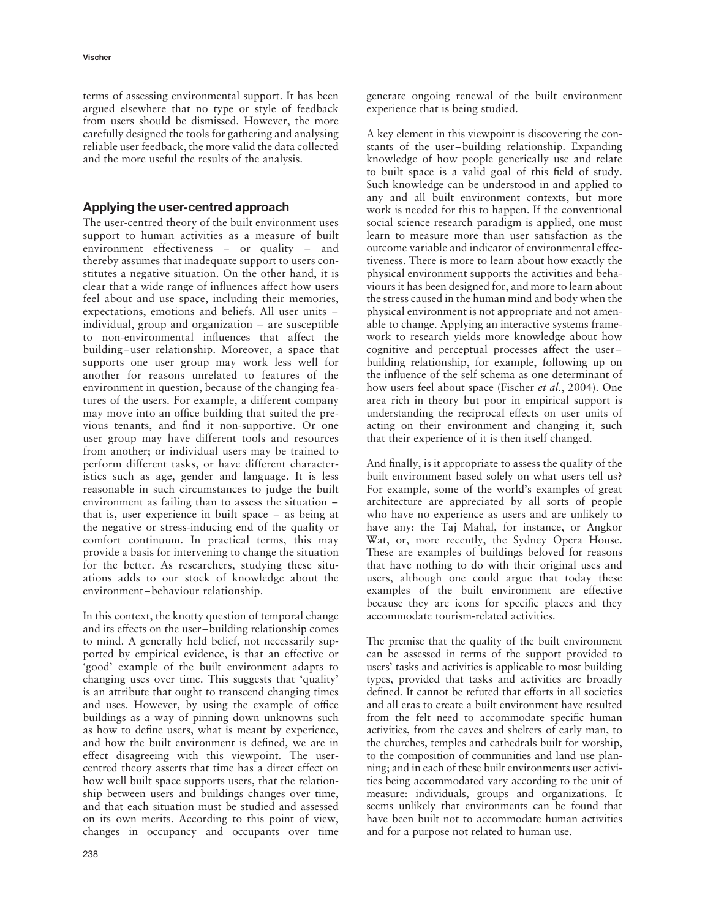terms of assessing environmental support. It has been argued elsewhere that no type or style of feedback from users should be dismissed. However, the more carefully designed the tools for gathering and analysing reliable user feedback, the more valid the data collected and the more useful the results of the analysis.

## Applying the user-centred approach

The user-centred theory of the built environment uses support to human activities as a measure of built environment effectiveness – or quality – and thereby assumes that inadequate support to users constitutes a negative situation. On the other hand, it is clear that a wide range of influences affect how users feel about and use space, including their memories, expectations, emotions and beliefs. All user units – individual, group and organization – are susceptible to non-environmental influences that affect the building–user relationship. Moreover, a space that supports one user group may work less well for another for reasons unrelated to features of the environment in question, because of the changing features of the users. For example, a different company may move into an office building that suited the previous tenants, and find it non-supportive. Or one user group may have different tools and resources from another; or individual users may be trained to perform different tasks, or have different characteristics such as age, gender and language. It is less reasonable in such circumstances to judge the built environment as failing than to assess the situation – that is, user experience in built space – as being at the negative or stress-inducing end of the quality or comfort continuum. In practical terms, this may provide a basis for intervening to change the situation for the better. As researchers, studying these situations adds to our stock of knowledge about the environment–behaviour relationship.

In this context, the knotty question of temporal change and its effects on the user–building relationship comes to mind. A generally held belief, not necessarily supported by empirical evidence, is that an effective or 'good' example of the built environment adapts to changing uses over time. This suggests that 'quality' is an attribute that ought to transcend changing times and uses. However, by using the example of office buildings as a way of pinning down unknowns such as how to define users, what is meant by experience, and how the built environment is defined, we are in effect disagreeing with this viewpoint. The user-centred theory asserts that time has a direct effect on how well built space supports users, that the relationship between users and buildings changes over time, and that each situation must be studied and assessed on its own merits. According to this point of view, changes in occupancy and occupants over time generate ongoing renewal of the built environment experience that is being studied.

A key element in this viewpoint is discovering the constants of the user–building relationship. Expanding knowledge of how people generically use and relate to built space is a valid goal of this field of study. Such knowledge can be understood in and applied to any and all built environment contexts, but more work is needed for this to happen. If the conventional social science research paradigm is applied, one must learn to measure more than user satisfaction as the outcome variable and indicator of environmental effectiveness. There is more to learn about how exactly the physical environment supports the activities and behaviours it has been designed for, and more to learn about the stress caused in the human mind and body when the physical environment is not appropriate and not amenable to change. Applying an interactive systems framework to research yields more knowledge about how cognitive and perceptual processes affect the user–building relationship, for example, following up on the influence of the self schema as one determinant of how users feel about space (Fischer *et al.*, 2004). One area rich in theory but poor in empirical support is understanding the reciprocal effects on user units of acting on their environment and changing it, such that their experience of it is then itself changed.

And finally, is it appropriate to assess the quality of the built environment based solely on what users tell us? For example, some of the world's examples of great architecture are appreciated by all sorts of people who have no experience as users and are unlikely to have any: the Taj Mahal, for instance, or Angkor Wat, or, more recently, the Sydney Opera House. These are examples of buildings beloved for reasons that have nothing to do with their original uses and users, although one could argue that today these examples of the built environment are effective because they are icons for specific places and they accommodate tourism-related activities.

The premise that the quality of the built environment can be assessed in terms of the support provided to users' tasks and activities is applicable to most building types, provided that tasks and activities are broadly defined. It cannot be refuted that efforts in all societies and all eras to create a built environment have resulted from the felt need to accommodate specific human activities, from the caves and shelters of early man, to the churches, temples and cathedrals built for worship, to the composition of communities and land use planning; and in each of these built environments user activities being accommodated vary according to the unit of measure: individuals, groups and organizations. It seems unlikely that environments can be found that have been built not to accommodate human activities and for a purpose not related to human use.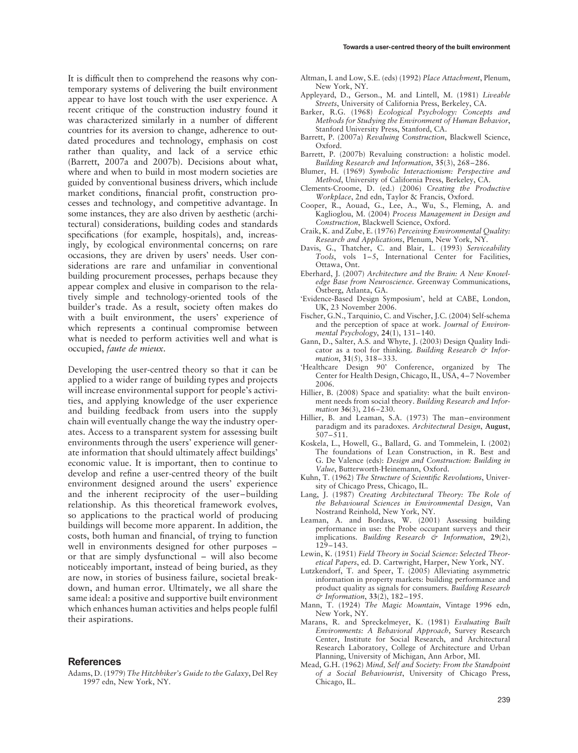It is difficult then to comprehend the reasons why contemporary systems of delivering the built environment appear to have lost touch with the user experience. A recent critique of the construction industry found it was characterized similarly in a number of different countries for its aversion to change, adherence to outdated procedures and technology, emphasis on cost rather than quality, and lack of a service ethic (Barrett, 2007a and 2007b). Decisions about what, where and when to build in most modern societies are guided by conventional business drivers, which include market conditions, financial profit, construction processes and technology, and competitive advantage. In some instances, they are also driven by aesthetic (architectural) considerations, building codes and standards specifications (for example, hospitals), and, increasingly, by ecological environmental concerns; on rare occasions, they are driven by users' needs. User considerations are rare and unfamiliar in conventional building procurement processes, perhaps because they appear complex and elusive in comparison to the relatively simple and technology-oriented tools of the builder's trade. As a result, society often makes do with a built environment, the users' experience of which represents a continual compromise between what is needed to perform activities well and what is occupied, *faute de mieux*.

Developing the user-centred theory so that it can be applied to a wider range of building types and projects will increase environmental support for people's activities, and applying knowledge of the user experience and building feedback from users into the supply chain will eventually change the way the industry operates. Access to a transparent system for assessing built environments through the users' experience will generate information that should ultimately affect buildings' economic value. It is important, then to continue to develop and refine a user-centred theory of the built environment designed around the users' experience and the inherent reciprocity of the user–building relationship. As this theoretical framework evolves, so applications to the practical world of producing buildings will become more apparent. In addition, the costs, both human and financial, of trying to function well in environments designed for other purposes – or that are simply dysfunctional – will also become noticeably important, instead of being buried, as they are now, in stories of business failure, societal breakdown, and human error. Ultimately, we all share the same ideal: a positive and supportive built environment which enhances human activities and helps people fulfil their aspirations.

## References

Adams, D. (1979) *The Hitchhiker's Guide to the Galaxy*, Del Rey 1997 edn, New York, NY.

Altman, I. and Low, S.E. (eds) (1992) *Place Attachment*, Plenum, New York, NY.

Appleyard, D., Gerson., M. and Lintell, M. (1981) *Liveable Streets*, University of California Press, Berkeley, CA.

Barker, R.G. (1968) *Ecological Psychology: Concepts and Methods for Studying the Environment of Human Behavior*, Stanford University Press, Stanford, CA.

Barrett, P. (2007a) *Revaluing Construction*, Blackwell Science, Oxford.

Barrett, P. (2007b) Revaluing construction: a holistic model. *Building Research and Information*, **35**(3), 268–286.

Blumer, H. (1969) *Symbolic Interactionism: Perspective and Method*, University of California Press, Berkeley, CA.

Clements-Croome, D. (ed.) (2006) *Creating the Productive Workplace*, 2nd edn, Taylor & Francis, Oxford.

Cooper, R., Aouad, G., Lee, A., Wu, S., Fleming, A. and Kaglioglou, M. (2004) *Process Management in Design and Construction*, Blackwell Science, Oxford.

Craik, K. and Zube, E. (1976) *Perceiving Environmental Quality: Research and Applications*, Plenum, New York, NY.

Davis, G., Thatcher, C. and Blair, L. (1993) *Serviceability Tools*, vols 1–5, International Center for Facilities, Ottawa, Ont.

Eberhard, J. (2007) *Architecture and the Brain: A New Knowledge Base from Neuroscience*. Greenway Communications, Östberg, Atlanta, GA.

'Evidence-Based Design Symposium', held at CABE, London, UK, 23 November 2006.

Fischer, G.N., Tarquinio, C. and Vischer, J.C. (2004) Self-schema and the perception of space at work. *Journal of Environmental Psychology*, **24**(1), 131–140.

Gann, D., Salter, A.S. and Whyte, J. (2003) Design Quality Indicator as a tool for thinking. *Building Research & Information*, **31**(5), 318–333.

'Healthcare Design 90' Conference, organized by The Center for Health Design, Chicago, IL, USA, 4–7 November 2006.

Hillier, B. (2008) Space and spatiality: what the built environment needs from social theory. *Building Research and Information* **36**(3), 216–230.

Hillier, B. and Leaman, S.A. (1973) The man–environment paradigm and its paradoxes. *Architectural Design*, **August**, 507–511.

Koskela, L., Howell, G., Ballard, G. and Tommelein, I. (2002) The foundations of Lean Construction, in R. Best and G. De Valence (eds): *Design and Construction: Building in Value*, Butterworth-Heinemann, Oxford.

Kuhn, T. (1962) *The Structure of Scientific Revolutions*, University of Chicago Press, Chicago, IL.

Lang, J. (1987) *Creating Architectural Theory: The Role of the Behavioural Sciences in Environmental Design*, Van Nostrand Reinhold, New York, NY.

Leaman, A. and Bordass, W. (2001) Assessing building performance in use: the Probe occupant surveys and their implications. *Building Research & Information*, **29**(2), 129–143.

Lewin, K. (1951) *Field Theory in Social Science: Selected Theoretical Papers*, ed. D. Cartwright, Harper, New York, NY.

Lutzkendorf, T. and Speer, T. (2005) Alleviating asymmetric information in property markets: building performance and product quality as signals for consumers. *Building Research & Information*, **33**(2), 182–195.

Mann, T. (1924) *The Magic Mountain*, Vintage 1996 edn, New York, NY.

Marans, R. and Spreckelmeyer, K. (1981) *Evaluating Built Environments: A Behavioral Approach*, Survey Research Center, Institute for Social Research, and Architectural Research Laboratory, College of Architecture and Urban Planning, University of Michigan, Ann Arbor, MI.

Mead, G.H. (1962) *Mind, Self and Society: From the Standpoint of a Social Behaviourist*, University of Chicago Press, Chicago, IL.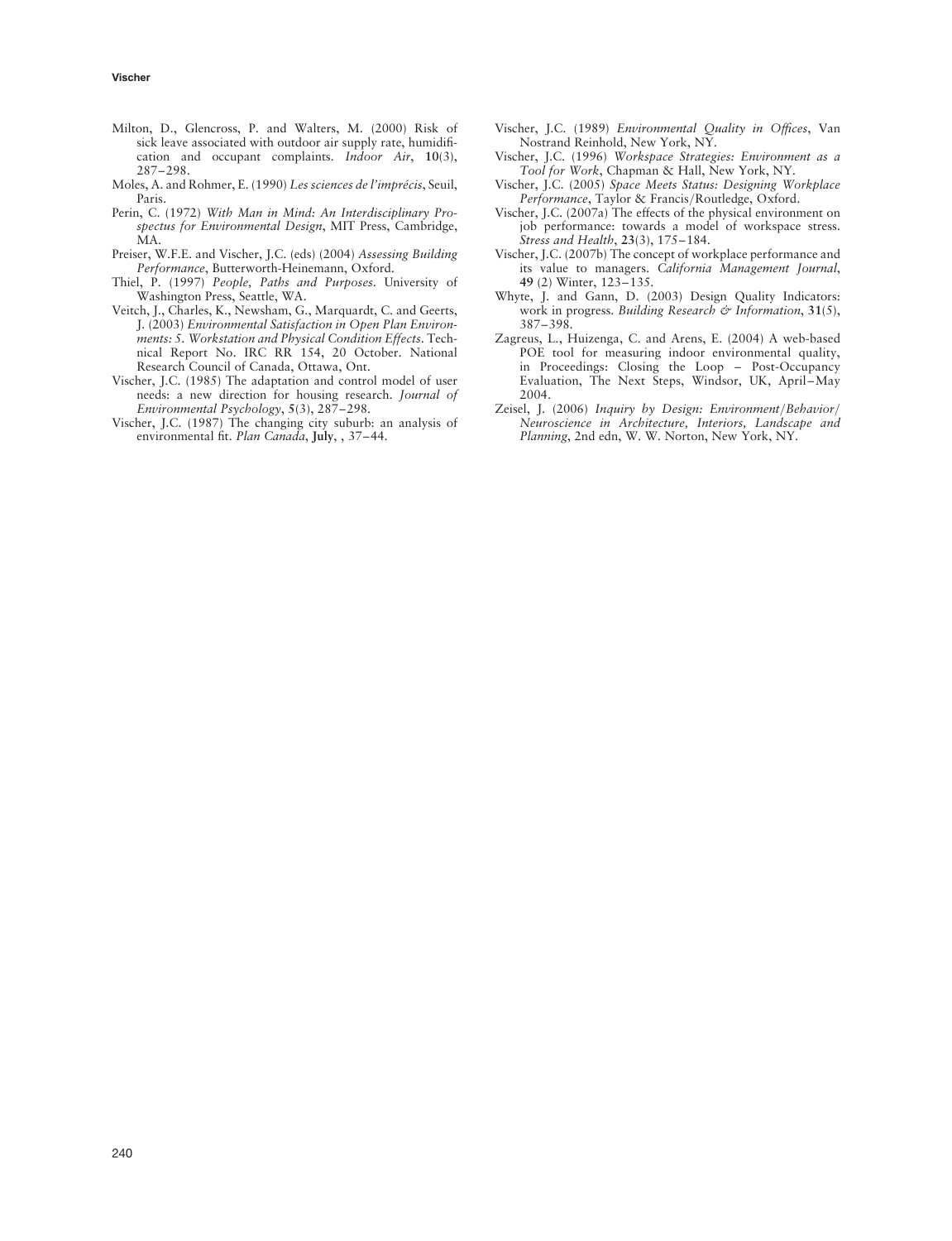Milton, D., Glencross, P. and Walters, M. (2000) Risk of sick leave associated with outdoor air supply rate, humidification and occupant complaints. *Indoor Air*, **10**(3), 287–298.

Moles, A. and Rohmer, E. (1990) *Les sciences de l'imprécis*, Seuil, Paris.

Perin, C. (1972) *With Man in Mind: An Interdisciplinary Prospectus for Environmental Design*, MIT Press, Cambridge, MA.

Preiser, W.F.E. and Vischer, J.C. (eds) (2004) *Assessing Building Performance*, Butterworth-Heinemann, Oxford.

Thiel, P. (1997) *People, Paths and Purposes*. University of Washington Press, Seattle, WA.

Veitch, J., Charles, K., Newsham, G., Marquardt, C. and Geerts, J. (2003) *Environmental Satisfaction in Open Plan Environments: 5. Workstation and Physical Condition Effects*. Technical Report No. IRC RR 154, 20 October. National Research Council of Canada, Ottawa, Ont.

Vischer, J.C. (1985) The adaptation and control model of user needs: a new direction for housing research. *Journal of Environmental Psychology*, **5**(3), 287–298.

Vischer, J.C. (1987) The changing city suburb: an analysis of environmental fit. *Plan Canada*, **July**, , 37–44.

Vischer, J.C. (1989) *Environmental Quality in Offices*, Van Nostrand Reinhold, New York, NY.

Vischer, J.C. (1996) *Workspace Strategies: Environment as a Tool for Work*, Chapman & Hall, New York, NY.

Vischer, J.C. (2005) *Space Meets Status: Designing Workplace Performance*, Taylor & Francis/Routledge, Oxford.

Vischer, J.C. (2007a) The effects of the physical environment on job performance: towards a model of workspace stress. *Stress and Health*, **23**(3), 175–184.

Vischer, J.C. (2007b) The concept of workplace performance and its value to managers. *California Management Journal*, **49** (2) Winter, 123–135.

Whyte, J. and Gann, D. (2003) Design Quality Indicators: work in progress. *Building Research & Information*, **31**(5), 387–398.

Zagreus, L., Huizenga, C. and Arens, E. (2004) A web-based POE tool for measuring indoor environmental quality, in Proceedings: Closing the Loop – Post-Occupancy Evaluation, The Next Steps, Windsor, UK, April–May 2004.

Zeisel, J. (2006) *Inquiry by Design: Environment/Behavior/Neuroscience in Architecture, Interiors, Landscape and Planning*, 2nd edn, W. W. Norton, New York, NY.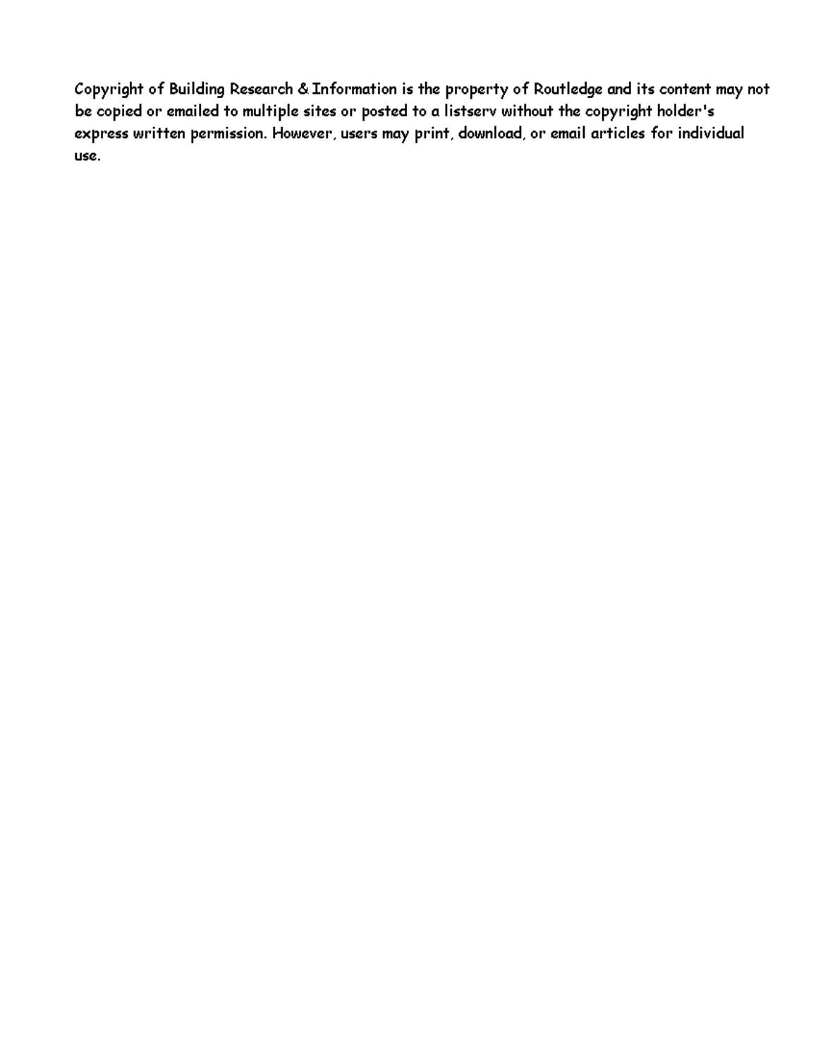Copyright of Building Research & Information is the property of Routledge and its content may not be copied or emailed to multiple sites or posted to a listserv without the copyright holder's express written permission. However, users may print, download, or email articles for individual use.